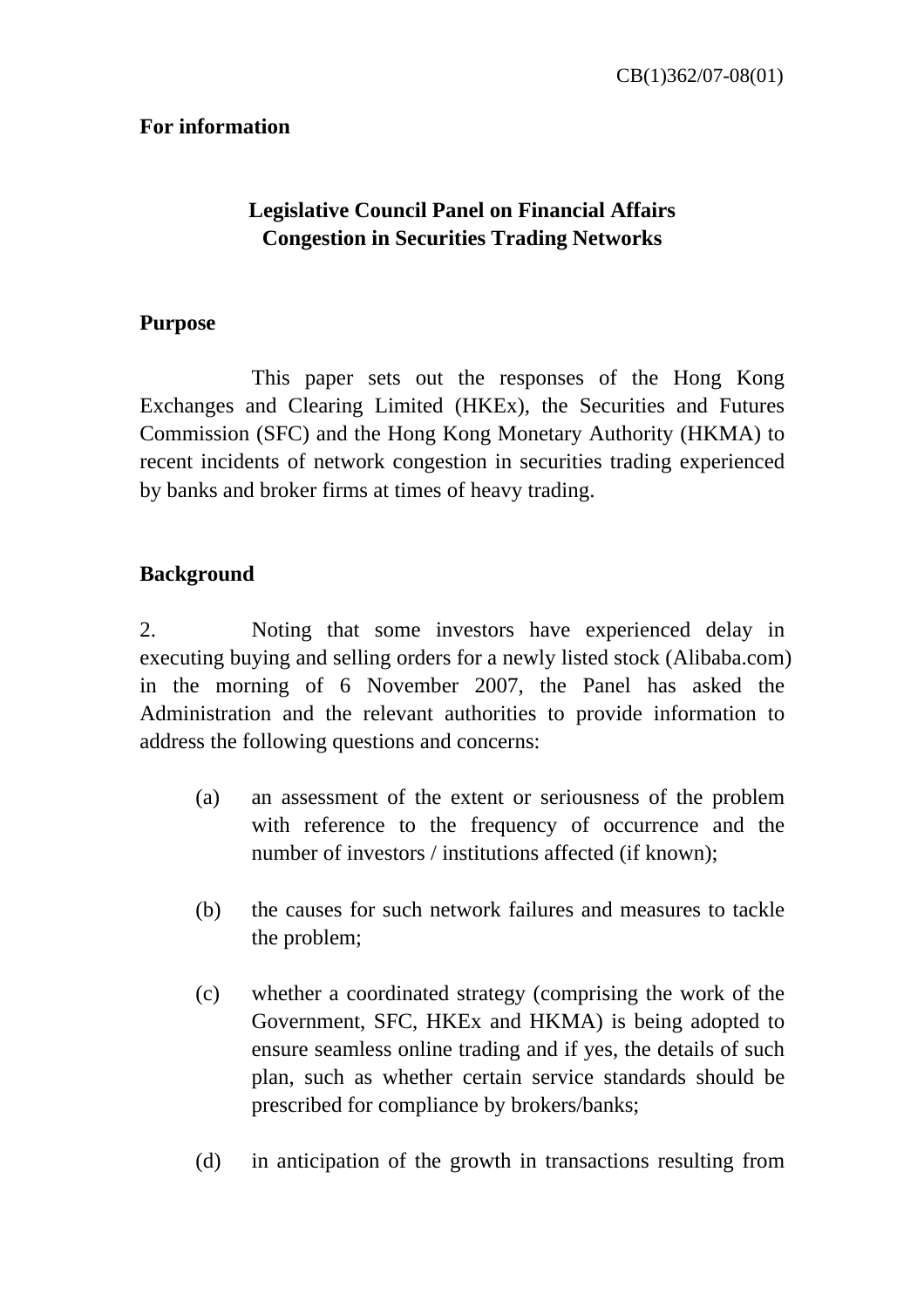CB(1)362/07-08(01)

**For information**

# Legislative Council Panel on Financial Affairs
# Congestion in Securities Trading Networks

## Purpose

This paper sets out the responses of the Hong Kong Exchanges and Clearing Limited (HKEx), the Securities and Futures Commission (SFC) and the Hong Kong Monetary Authority (HKMA) to recent incidents of network congestion in securities trading experienced by banks and broker firms at times of heavy trading.

## Background

2. Noting that some investors have experienced delay in executing buying and selling orders for a newly listed stock (Alibaba.com) in the morning of 6 November 2007, the Panel has asked the Administration and the relevant authorities to provide information to address the following questions and concerns:

(a) an assessment of the extent or seriousness of the problem with reference to the frequency of occurrence and the number of investors / institutions affected (if known);

(b) the causes for such network failures and measures to tackle the problem;

(c) whether a coordinated strategy (comprising the work of the Government, SFC, HKEx and HKMA) is being adopted to ensure seamless online trading and if yes, the details of such plan, such as whether certain service standards should be prescribed for compliance by brokers/banks;

(d) in anticipation of the growth in transactions resulting from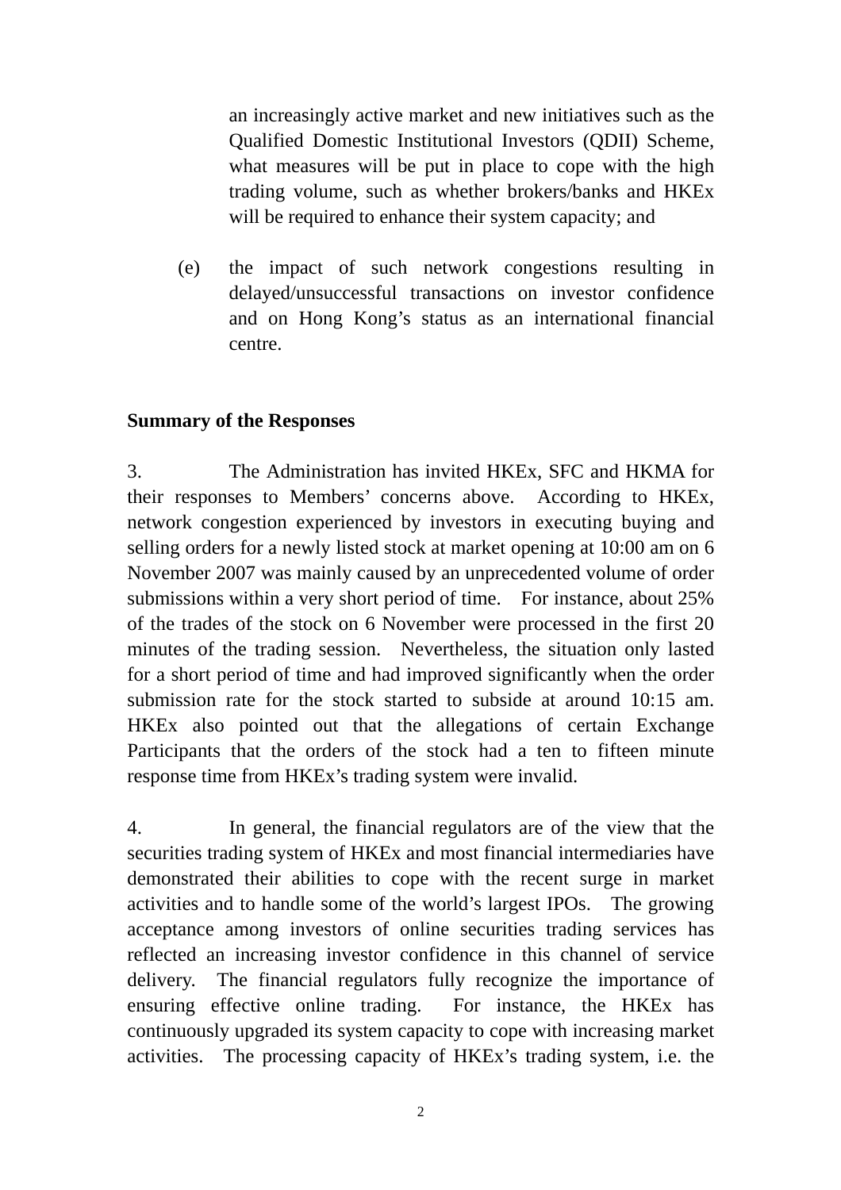an increasingly active market and new initiatives such as the Qualified Domestic Institutional Investors (QDII) Scheme, what measures will be put in place to cope with the high trading volume, such as whether brokers/banks and HKEx will be required to enhance their system capacity; and

(e) the impact of such network congestions resulting in delayed/unsuccessful transactions on investor confidence and on Hong Kong's status as an international financial centre.

**Summary of the Responses**

3. The Administration has invited HKEx, SFC and HKMA for their responses to Members' concerns above. According to HKEx, network congestion experienced by investors in executing buying and selling orders for a newly listed stock at market opening at 10:00 am on 6 November 2007 was mainly caused by an unprecedented volume of order submissions within a very short period of time. For instance, about 25% of the trades of the stock on 6 November were processed in the first 20 minutes of the trading session. Nevertheless, the situation only lasted for a short period of time and had improved significantly when the order submission rate for the stock started to subside at around 10:15 am. HKEx also pointed out that the allegations of certain Exchange Participants that the orders of the stock had a ten to fifteen minute response time from HKEx's trading system were invalid.

4. In general, the financial regulators are of the view that the securities trading system of HKEx and most financial intermediaries have demonstrated their abilities to cope with the recent surge in market activities and to handle some of the world's largest IPOs. The growing acceptance among investors of online securities trading services has reflected an increasing investor confidence in this channel of service delivery. The financial regulators fully recognize the importance of ensuring effective online trading. For instance, the HKEx has continuously upgraded its system capacity to cope with increasing market activities. The processing capacity of HKEx's trading system, i.e. the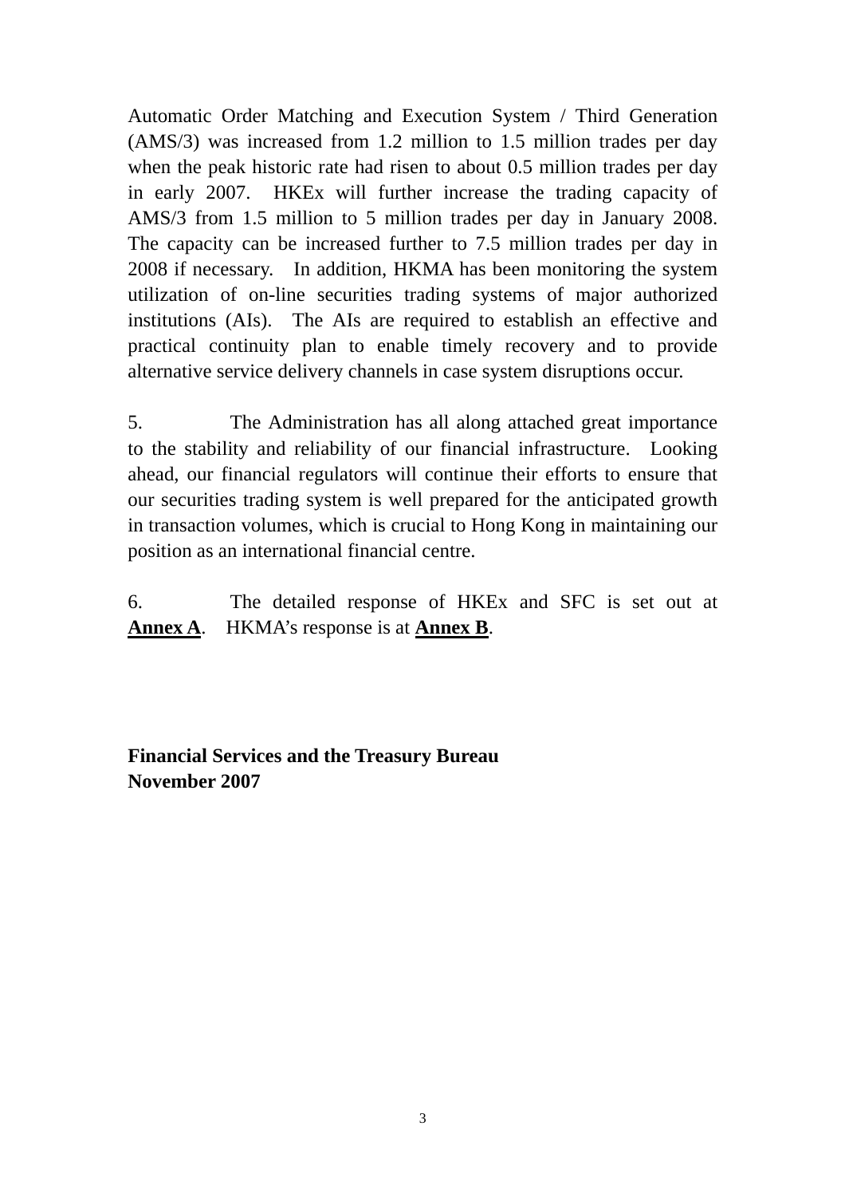Automatic Order Matching and Execution System / Third Generation (AMS/3) was increased from 1.2 million to 1.5 million trades per day when the peak historic rate had risen to about 0.5 million trades per day in early 2007. HKEx will further increase the trading capacity of AMS/3 from 1.5 million to 5 million trades per day in January 2008. The capacity can be increased further to 7.5 million trades per day in 2008 if necessary. In addition, HKMA has been monitoring the system utilization of on-line securities trading systems of major authorized institutions (AIs). The AIs are required to establish an effective and practical continuity plan to enable timely recovery and to provide alternative service delivery channels in case system disruptions occur.

5. The Administration has all along attached great importance to the stability and reliability of our financial infrastructure. Looking ahead, our financial regulators will continue their efforts to ensure that our securities trading system is well prepared for the anticipated growth in transaction volumes, which is crucial to Hong Kong in maintaining our position as an international financial centre.

6. The detailed response of HKEx and SFC is set out at **Annex A**. HKMA's response is at **Annex B**.

**Financial Services and the Treasury Bureau**
**November 2007**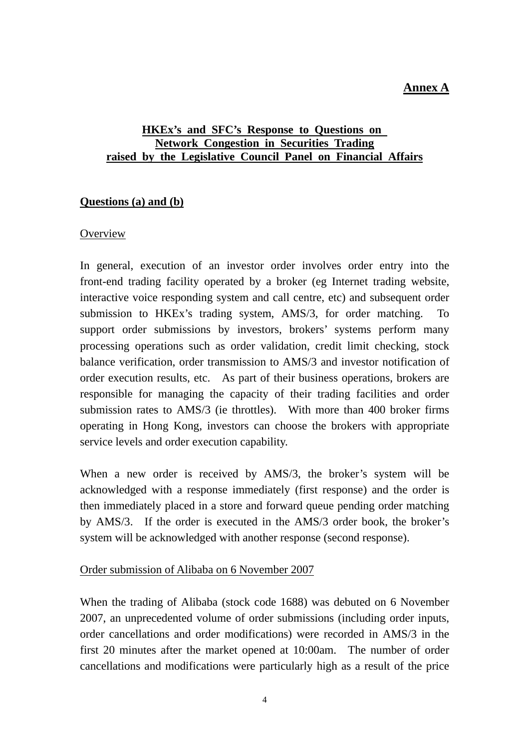**Annex A**

## HKEx's and SFC's Response to Questions on Network Congestion in Securities Trading raised by the Legislative Council Panel on Financial Affairs

### Questions (a) and (b)

Overview

In general, execution of an investor order involves order entry into the front-end trading facility operated by a broker (eg Internet trading website, interactive voice responding system and call centre, etc) and subsequent order submission to HKEx's trading system, AMS/3, for order matching. To support order submissions by investors, brokers' systems perform many processing operations such as order validation, credit limit checking, stock balance verification, order transmission to AMS/3 and investor notification of order execution results, etc. As part of their business operations, brokers are responsible for managing the capacity of their trading facilities and order submission rates to AMS/3 (ie throttles). With more than 400 broker firms operating in Hong Kong, investors can choose the brokers with appropriate service levels and order execution capability.

When a new order is received by AMS/3, the broker's system will be acknowledged with a response immediately (first response) and the order is then immediately placed in a store and forward queue pending order matching by AMS/3. If the order is executed in the AMS/3 order book, the broker's system will be acknowledged with another response (second response).

Order submission of Alibaba on 6 November 2007

When the trading of Alibaba (stock code 1688) was debuted on 6 November 2007, an unprecedented volume of order submissions (including order inputs, order cancellations and order modifications) were recorded in AMS/3 in the first 20 minutes after the market opened at 10:00am. The number of order cancellations and modifications were particularly high as a result of the price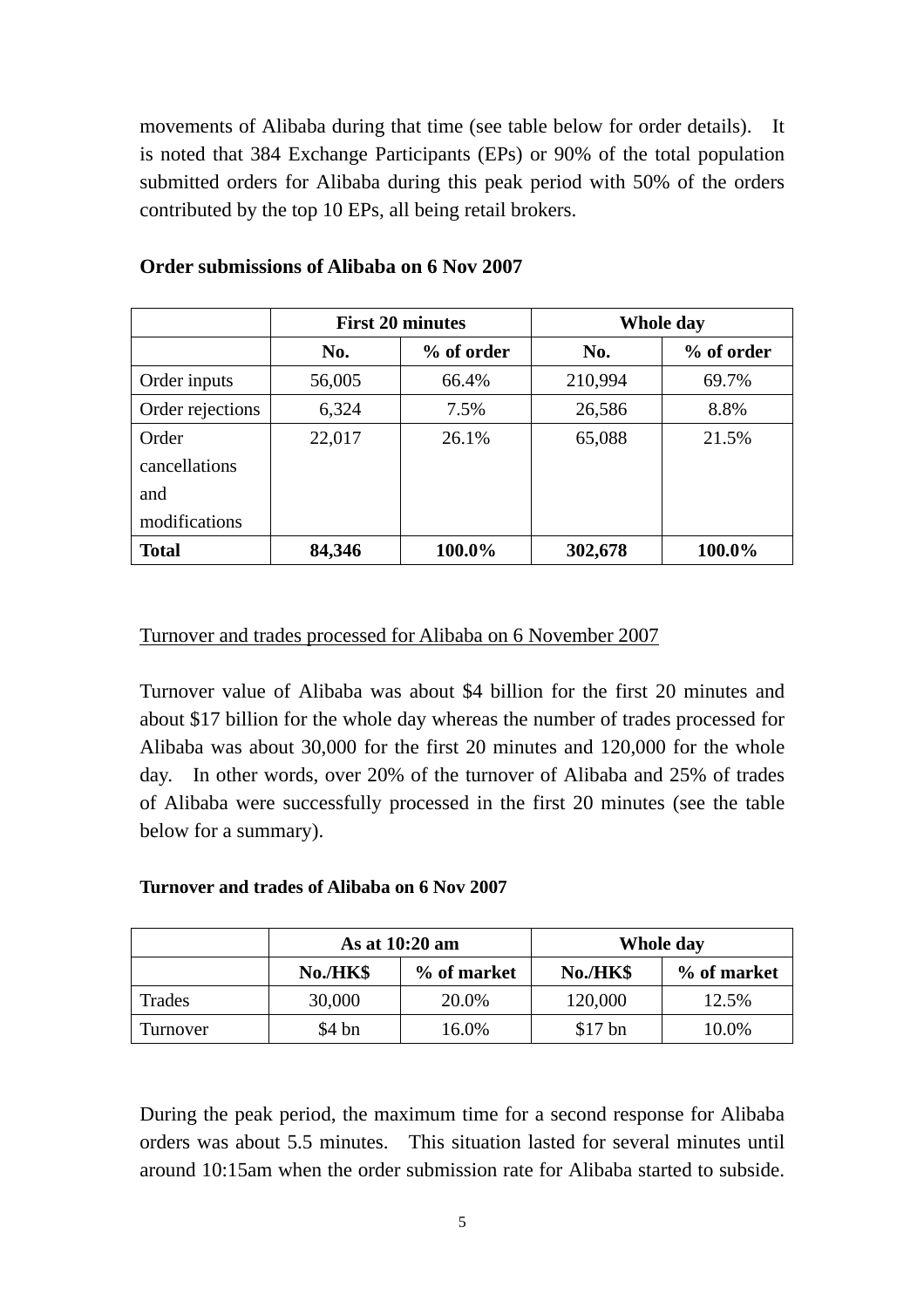movements of Alibaba during that time (see table below for order details). It is noted that 384 Exchange Participants (EPs) or 90% of the total population submitted orders for Alibaba during this peak period with 50% of the orders contributed by the top 10 EPs, all being retail brokers.

**Order submissions of Alibaba on 6 Nov 2007**

| | **First 20 minutes** | | **Whole day** | |
|---|---|---|---|---|
| | **No.** | **% of order** | **No.** | **% of order** |
| Order inputs | 56,005 | 66.4% | 210,994 | 69.7% |
| Order rejections | 6,324 | 7.5% | 26,586 | 8.8% |
| Order cancellations and modifications | 22,017 | 26.1% | 65,088 | 21.5% |
| **Total** | **84,346** | **100.0%** | **302,678** | **100.0%** |

<u>Turnover and trades processed for Alibaba on 6 November 2007</u>

Turnover value of Alibaba was about $4 billion for the first 20 minutes and about $17 billion for the whole day whereas the number of trades processed for Alibaba was about 30,000 for the first 20 minutes and 120,000 for the whole day. In other words, over 20% of the turnover of Alibaba and 25% of trades of Alibaba were successfully processed in the first 20 minutes (see the table below for a summary).

**Turnover and trades of Alibaba on 6 Nov 2007**

| | **As at 10:20 am** | | **Whole day** | |
|---|---|---|---|---|
| | **No./HK$** | **% of market** | **No./HK$** | **% of market** |
| Trades | 30,000 | 20.0% | 120,000 | 12.5% |
| Turnover | $4 bn | 16.0% | $17 bn | 10.0% |

During the peak period, the maximum time for a second response for Alibaba orders was about 5.5 minutes. This situation lasted for several minutes until around 10:15am when the order submission rate for Alibaba started to subside.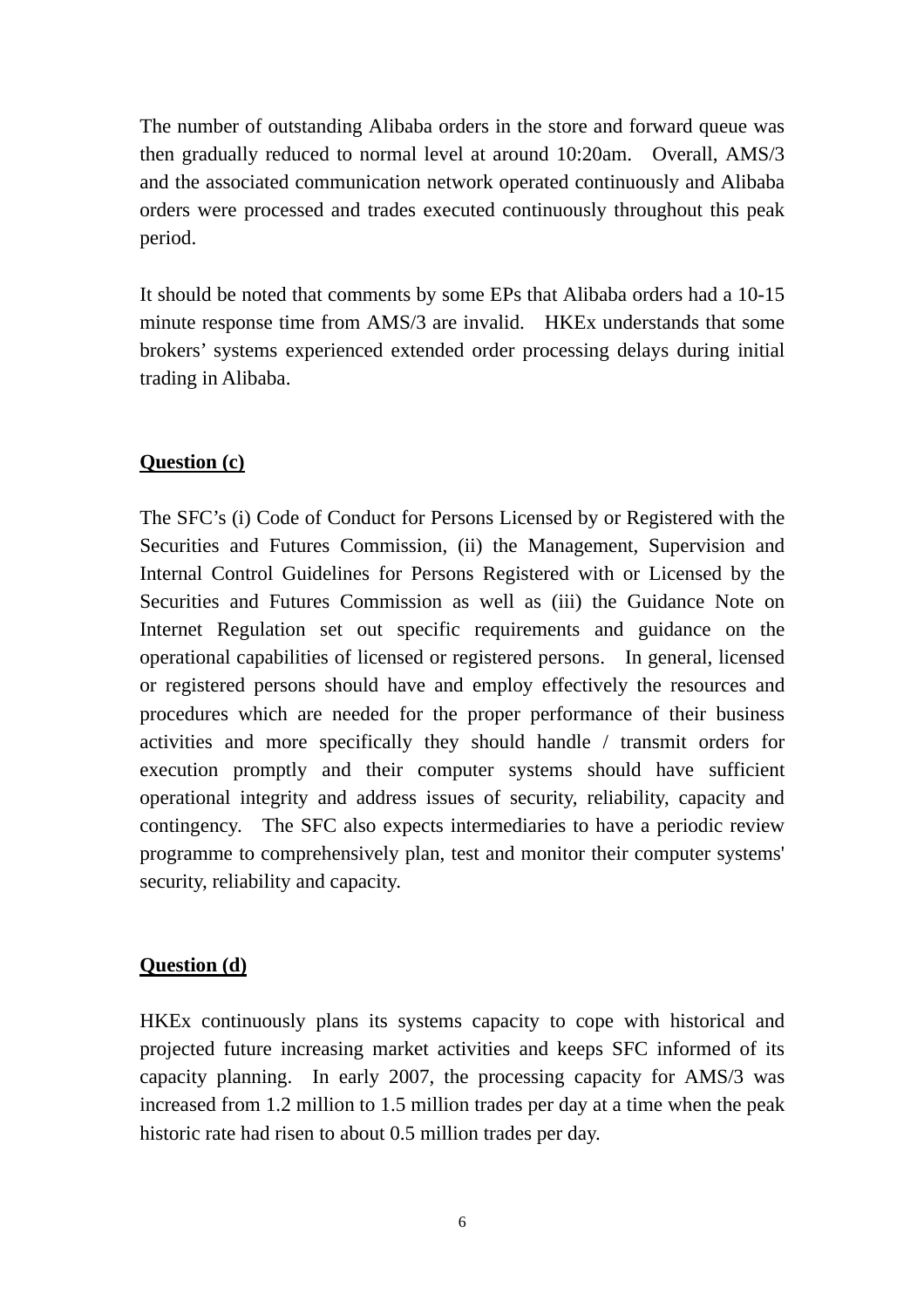The number of outstanding Alibaba orders in the store and forward queue was then gradually reduced to normal level at around 10:20am. Overall, AMS/3 and the associated communication network operated continuously and Alibaba orders were processed and trades executed continuously throughout this peak period.

It should be noted that comments by some EPs that Alibaba orders had a 10-15 minute response time from AMS/3 are invalid. HKEx understands that some brokers' systems experienced extended order processing delays during initial trading in Alibaba.

**Question (c)**

The SFC's (i) Code of Conduct for Persons Licensed by or Registered with the Securities and Futures Commission, (ii) the Management, Supervision and Internal Control Guidelines for Persons Registered with or Licensed by the Securities and Futures Commission as well as (iii) the Guidance Note on Internet Regulation set out specific requirements and guidance on the operational capabilities of licensed or registered persons. In general, licensed or registered persons should have and employ effectively the resources and procedures which are needed for the proper performance of their business activities and more specifically they should handle / transmit orders for execution promptly and their computer systems should have sufficient operational integrity and address issues of security, reliability, capacity and contingency. The SFC also expects intermediaries to have a periodic review programme to comprehensively plan, test and monitor their computer systems' security, reliability and capacity.

**Question (d)**

HKEx continuously plans its systems capacity to cope with historical and projected future increasing market activities and keeps SFC informed of its capacity planning. In early 2007, the processing capacity for AMS/3 was increased from 1.2 million to 1.5 million trades per day at a time when the peak historic rate had risen to about 0.5 million trades per day.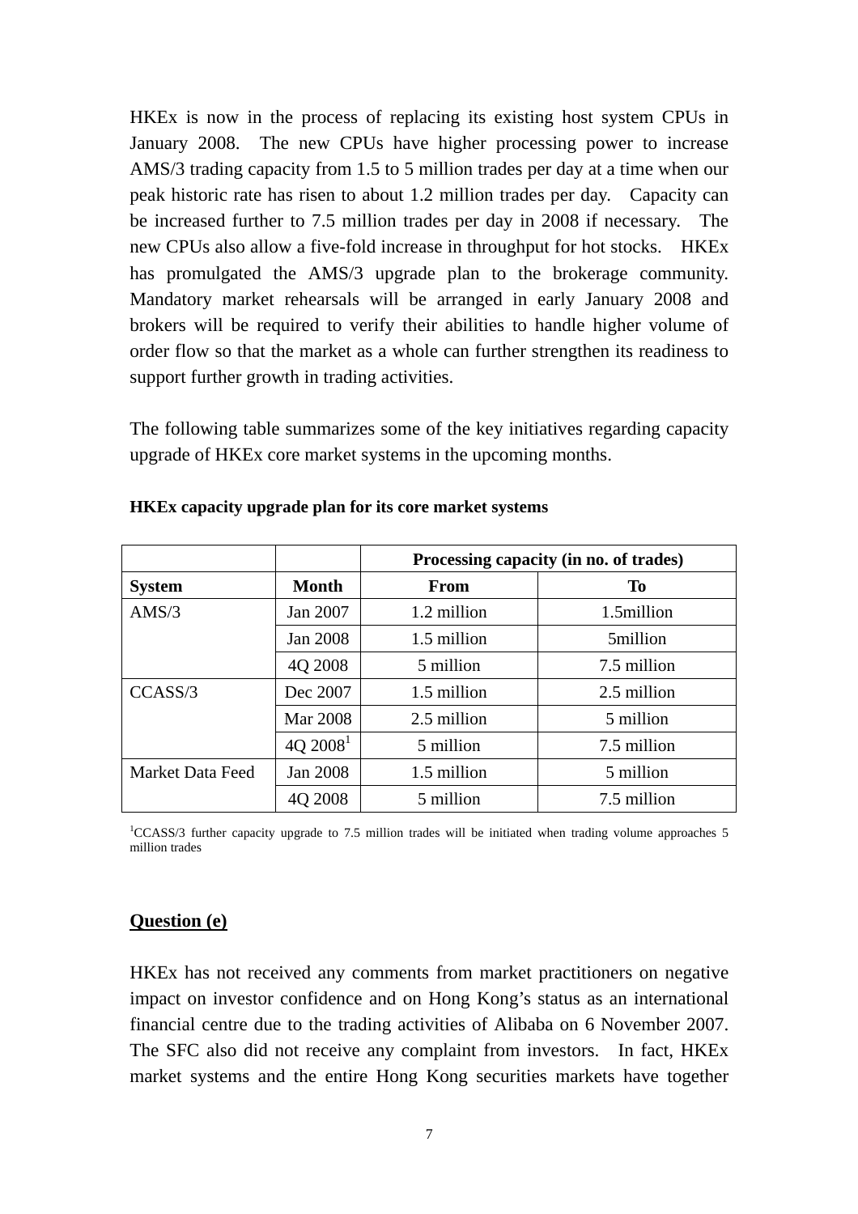HKEx is now in the process of replacing its existing host system CPUs in January 2008. The new CPUs have higher processing power to increase AMS/3 trading capacity from 1.5 to 5 million trades per day at a time when our peak historic rate has risen to about 1.2 million trades per day. Capacity can be increased further to 7.5 million trades per day in 2008 if necessary. The new CPUs also allow a five-fold increase in throughput for hot stocks. HKEx has promulgated the AMS/3 upgrade plan to the brokerage community. Mandatory market rehearsals will be arranged in early January 2008 and brokers will be required to verify their abilities to handle higher volume of order flow so that the market as a whole can further strengthen its readiness to support further growth in trading activities.

The following table summarizes some of the key initiatives regarding capacity upgrade of HKEx core market systems in the upcoming months.

**HKEx capacity upgrade plan for its core market systems**

| | | Processing capacity (in no. of trades) | |
|---|---|---|---|
| **System** | **Month** | **From** | **To** |
| AMS/3 | Jan 2007 | 1.2 million | 1.5million |
| | Jan 2008 | 1.5 million | 5million |
| | 4Q 2008 | 5 million | 7.5 million |
| CCASS/3 | Dec 2007 | 1.5 million | 2.5 million |
| | Mar 2008 | 2.5 million | 5 million |
| | 4Q 2008[1] | 5 million | 7.5 million |
| Market Data Feed | Jan 2008 | 1.5 million | 5 million |
| | 4Q 2008 | 5 million | 7.5 million |

[1]CCASS/3 further capacity upgrade to 7.5 million trades will be initiated when trading volume approaches 5 million trades

**Question (e)**

HKEx has not received any comments from market practitioners on negative impact on investor confidence and on Hong Kong's status as an international financial centre due to the trading activities of Alibaba on 6 November 2007. The SFC also did not receive any complaint from investors. In fact, HKEx market systems and the entire Hong Kong securities markets have together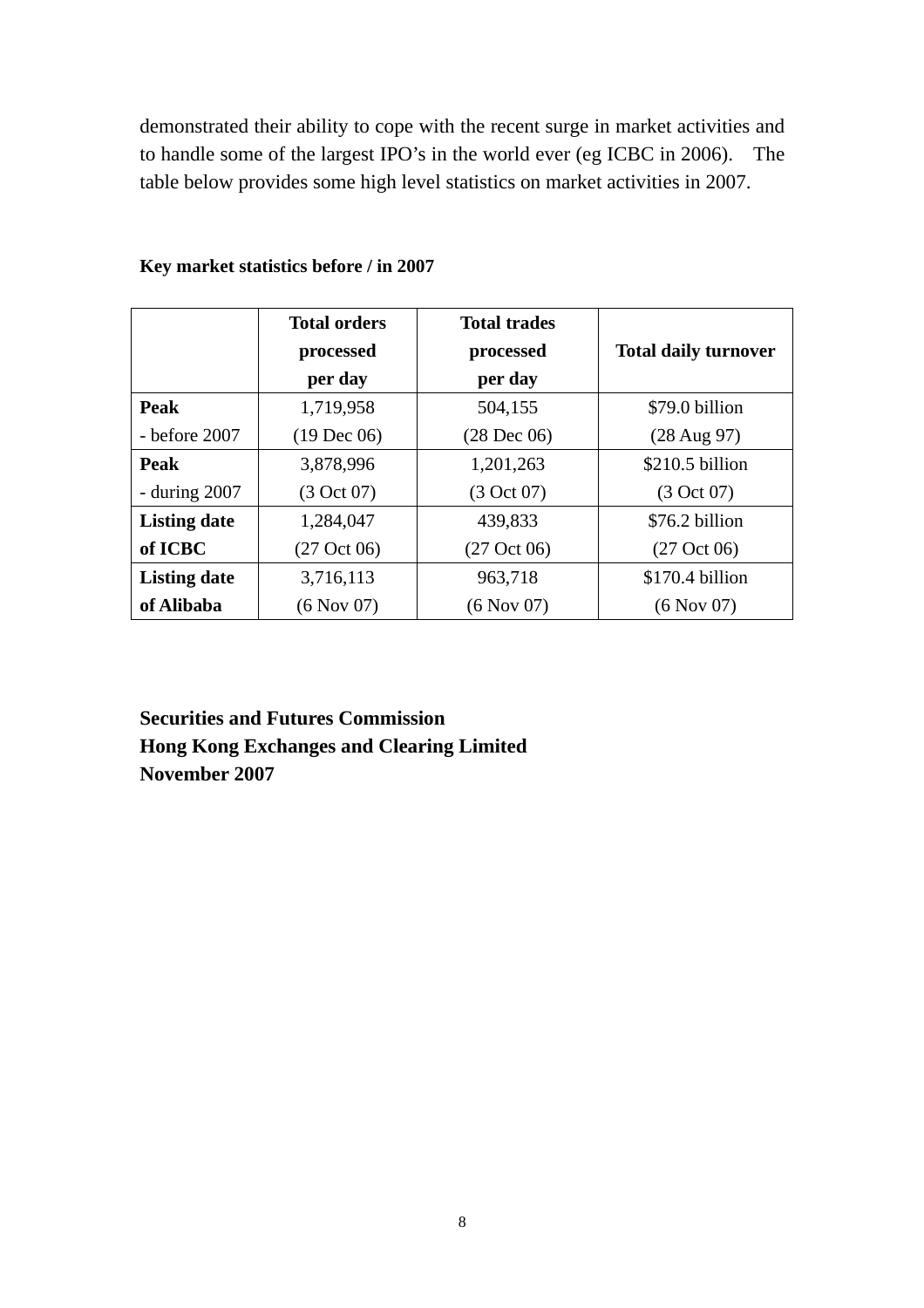demonstrated their ability to cope with the recent surge in market activities and to handle some of the largest IPO's in the world ever (eg ICBC in 2006). The table below provides some high level statistics on market activities in 2007.

**Key market statistics before / in 2007**

| | **Total orders processed per day** | **Total trades processed per day** | **Total daily turnover** |
|---|---|---|---|
| **Peak** - before 2007 | 1,719,958 (19 Dec 06) | 504,155 (28 Dec 06) | $79.0 billion (28 Aug 97) |
| **Peak** - during 2007 | 3,878,996 (3 Oct 07) | 1,201,263 (3 Oct 07) | $210.5 billion (3 Oct 07) |
| **Listing date of ICBC** | 1,284,047 (27 Oct 06) | 439,833 (27 Oct 06) | $76.2 billion (27 Oct 06) |
| **Listing date of Alibaba** | 3,716,113 (6 Nov 07) | 963,718 (6 Nov 07) | $170.4 billion (6 Nov 07) |

**Securities and Futures Commission**
**Hong Kong Exchanges and Clearing Limited**
**November 2007**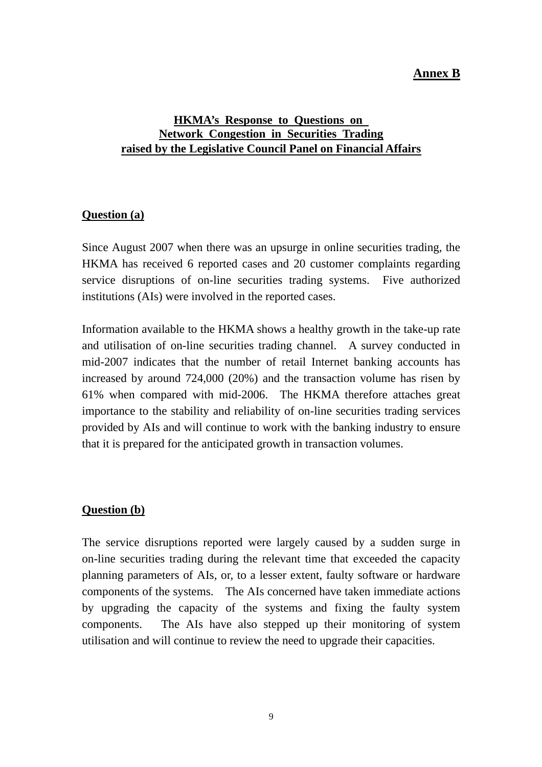**Annex B**

## HKMA's Response to Questions on Network Congestion in Securities Trading raised by the Legislative Council Panel on Financial Affairs

### Question (a)

Since August 2007 when there was an upsurge in online securities trading, the HKMA has received 6 reported cases and 20 customer complaints regarding service disruptions of on-line securities trading systems. Five authorized institutions (AIs) were involved in the reported cases.

Information available to the HKMA shows a healthy growth in the take-up rate and utilisation of on-line securities trading channel. A survey conducted in mid-2007 indicates that the number of retail Internet banking accounts has increased by around 724,000 (20%) and the transaction volume has risen by 61% when compared with mid-2006. The HKMA therefore attaches great importance to the stability and reliability of on-line securities trading services provided by AIs and will continue to work with the banking industry to ensure that it is prepared for the anticipated growth in transaction volumes.

### Question (b)

The service disruptions reported were largely caused by a sudden surge in on-line securities trading during the relevant time that exceeded the capacity planning parameters of AIs, or, to a lesser extent, faulty software or hardware components of the systems. The AIs concerned have taken immediate actions by upgrading the capacity of the systems and fixing the faulty system components. The AIs have also stepped up their monitoring of system utilisation and will continue to review the need to upgrade their capacities.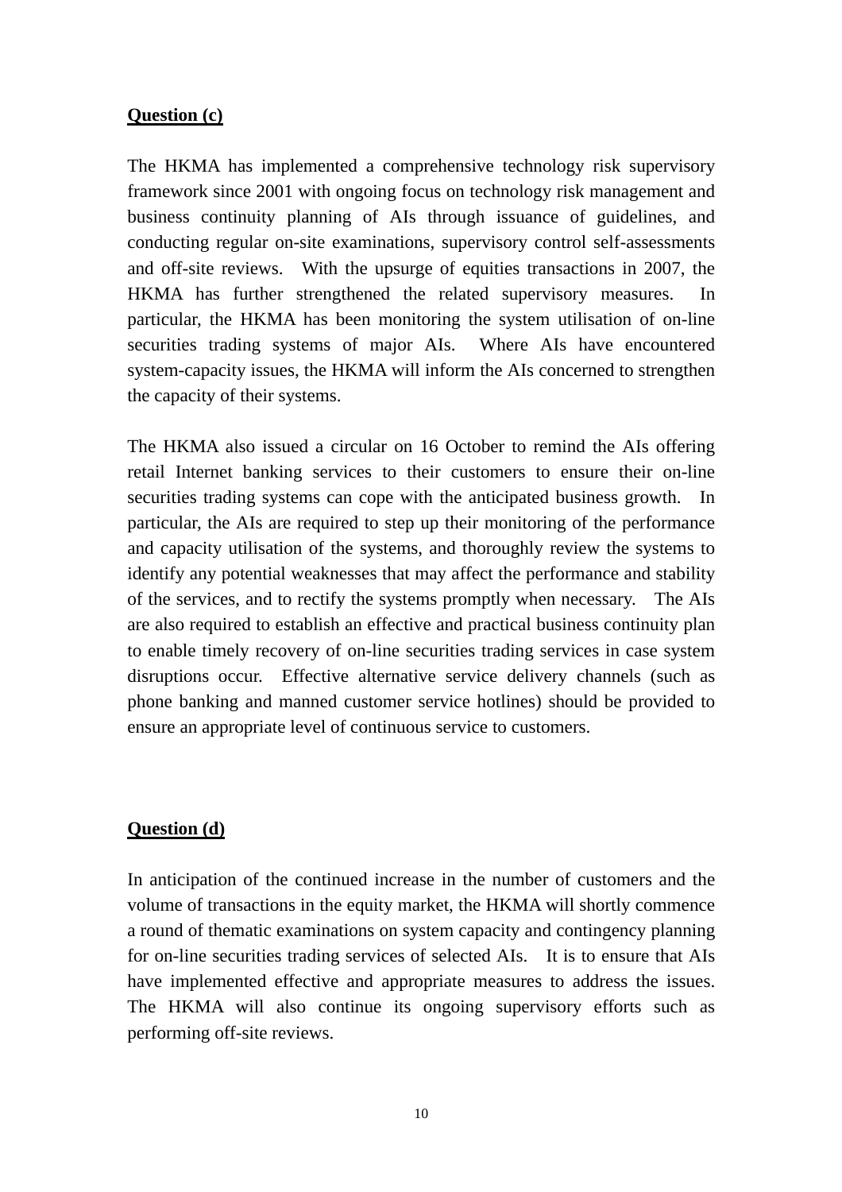**Question (c)**

The HKMA has implemented a comprehensive technology risk supervisory framework since 2001 with ongoing focus on technology risk management and business continuity planning of AIs through issuance of guidelines, and conducting regular on-site examinations, supervisory control self-assessments and off-site reviews. With the upsurge of equities transactions in 2007, the HKMA has further strengthened the related supervisory measures. In particular, the HKMA has been monitoring the system utilisation of on-line securities trading systems of major AIs. Where AIs have encountered system-capacity issues, the HKMA will inform the AIs concerned to strengthen the capacity of their systems.

The HKMA also issued a circular on 16 October to remind the AIs offering retail Internet banking services to their customers to ensure their on-line securities trading systems can cope with the anticipated business growth. In particular, the AIs are required to step up their monitoring of the performance and capacity utilisation of the systems, and thoroughly review the systems to identify any potential weaknesses that may affect the performance and stability of the services, and to rectify the systems promptly when necessary. The AIs are also required to establish an effective and practical business continuity plan to enable timely recovery of on-line securities trading services in case system disruptions occur. Effective alternative service delivery channels (such as phone banking and manned customer service hotlines) should be provided to ensure an appropriate level of continuous service to customers.

**Question (d)**

In anticipation of the continued increase in the number of customers and the volume of transactions in the equity market, the HKMA will shortly commence a round of thematic examinations on system capacity and contingency planning for on-line securities trading services of selected AIs. It is to ensure that AIs have implemented effective and appropriate measures to address the issues. The HKMA will also continue its ongoing supervisory efforts such as performing off-site reviews.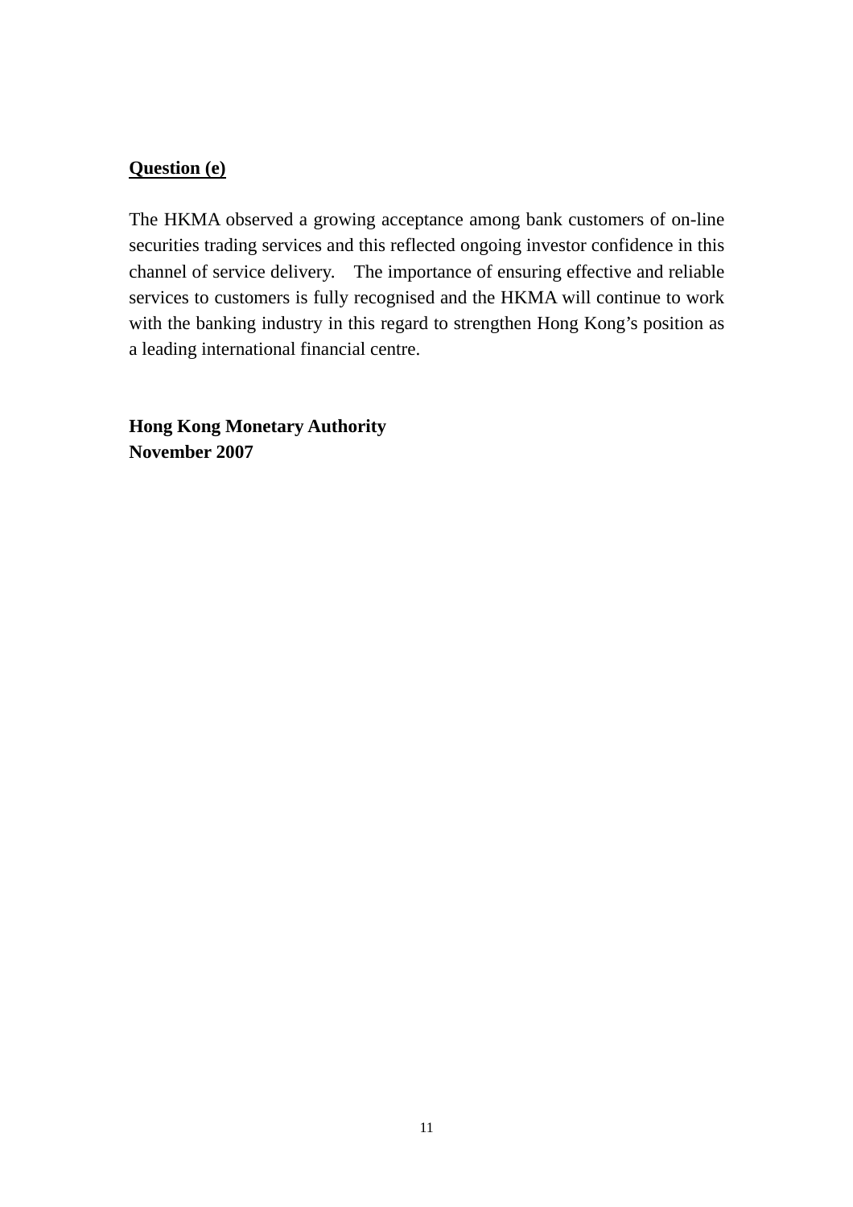**Question (e)**

The HKMA observed a growing acceptance among bank customers of on-line securities trading services and this reflected ongoing investor confidence in this channel of service delivery. The importance of ensuring effective and reliable services to customers is fully recognised and the HKMA will continue to work with the banking industry in this regard to strengthen Hong Kong's position as a leading international financial centre.

**Hong Kong Monetary Authority**
**November 2007**